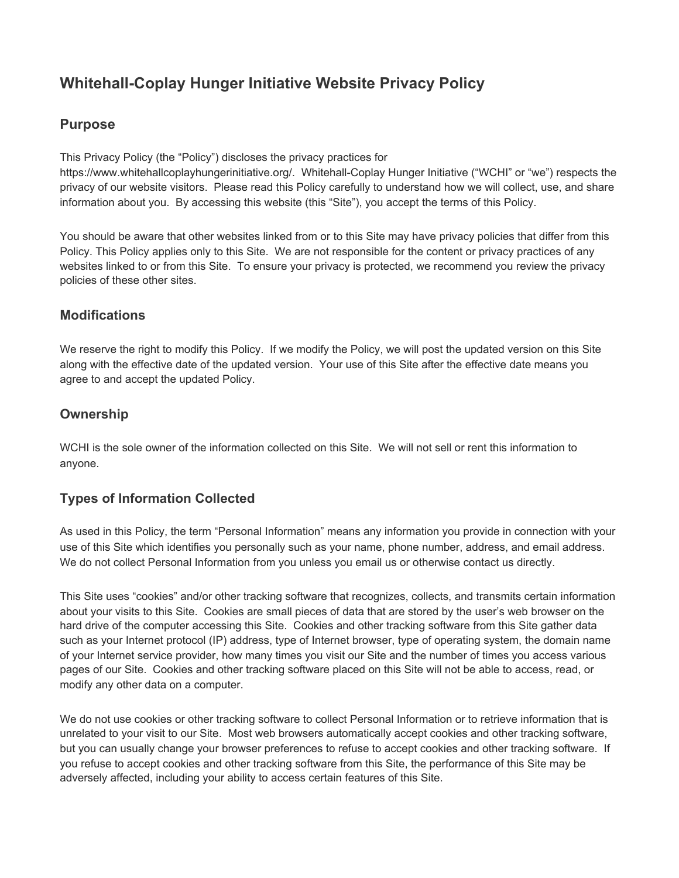# Whitehall-Coplay Hunger Initiative Website Privacy Policy

## Purpose

This Privacy Policy (the "Policy") discloses the privacy practices for https://www.whitehallcoplayhungerinitiative.org/. Whitehall-Coplay Hunger Initiative ("WCHI" or "we") respects the privacy of our website visitors. Please read this Policy carefully to understand how we will collect, use, and share information about you. By accessing this website (this "Site"), you accept the terms of this Policy.

You should be aware that other websites linked from or to this Site may have privacy policies that differ from this Policy. This Policy applies only to this Site. We are not responsible for the content or privacy practices of any websites linked to or from this Site. To ensure your privacy is protected, we recommend you review the privacy policies of these other sites.

## Modifications

We reserve the right to modify this Policy. If we modify the Policy, we will post the updated version on this Site along with the effective date of the updated version. Your use of this Site after the effective date means you agree to and accept the updated Policy.

## Ownership

WCHI is the sole owner of the information collected on this Site. We will not sell or rent this information to anyone.

## Types of Information Collected

As used in this Policy, the term "Personal Information" means any information you provide in connection with your use of this Site which identifies you personally such as your name, phone number, address, and email address. We do not collect Personal Information from you unless you email us or otherwise contact us directly.

This Site uses "cookies" and/or other tracking software that recognizes, collects, and transmits certain information about your visits to this Site. Cookies are small pieces of data that are stored by the user's web browser on the hard drive of the computer accessing this Site. Cookies and other tracking software from this Site gather data such as your Internet protocol (IP) address, type of Internet browser, type of operating system, the domain name of your Internet service provider, how many times you visit our Site and the number of times you access various pages of our Site. Cookies and other tracking software placed on this Site will not be able to access, read, or modify any other data on a computer.

We do not use cookies or other tracking software to collect Personal Information or to retrieve information that is unrelated to your visit to our Site. Most web browsers automatically accept cookies and other tracking software, but you can usually change your browser preferences to refuse to accept cookies and other tracking software. If you refuse to accept cookies and other tracking software from this Site, the performance of this Site may be adversely affected, including your ability to access certain features of this Site.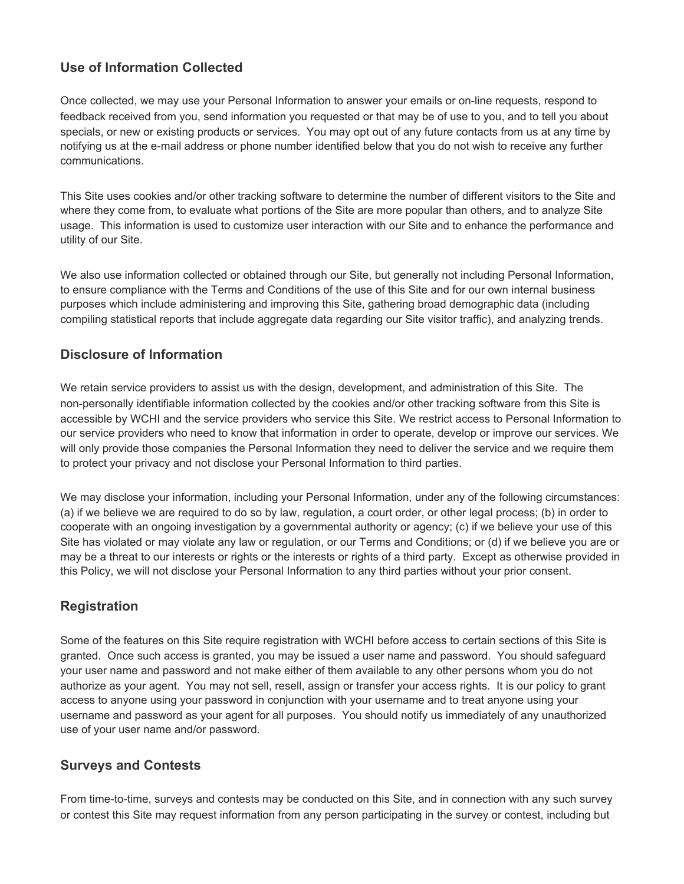## Use of Information Collected

Once collected, we may use your Personal Information to answer your emails or on-line requests, respond to feedback received from you, send information you requested or that may be of use to you, and to tell you about specials, or new or existing products or services. You may opt out of any future contacts from us at any time by notifying us at the e-mail address or phone number identified below that you do not wish to receive any further communications.

This Site uses cookies and/or other tracking software to determine the number of different visitors to the Site and where they come from, to evaluate what portions of the Site are more popular than others, and to analyze Site usage. This information is used to customize user interaction with our Site and to enhance the performance and utility of our Site.

We also use information collected or obtained through our Site, but generally not including Personal Information, to ensure compliance with the Terms and Conditions of the use of this Site and for our own internal business purposes which include administering and improving this Site, gathering broad demographic data (including compiling statistical reports that include aggregate data regarding our Site visitor traffic), and analyzing trends.

## Disclosure of Information

We retain service providers to assist us with the design, development, and administration of this Site. The non-personally identifiable information collected by the cookies and/or other tracking software from this Site is accessible by WCHI and the service providers who service this Site. We restrict access to Personal Information to our service providers who need to know that information in order to operate, develop or improve our services. We will only provide those companies the Personal Information they need to deliver the service and we require them to protect your privacy and not disclose your Personal Information to third parties.

We may disclose your information, including your Personal Information, under any of the following circumstances: (a) if we believe we are required to do so by law, regulation, a court order, or other legal process; (b) in order to cooperate with an ongoing investigation by a governmental authority or agency; (c) if we believe your use of this Site has violated or may violate any law or regulation, or our Terms and Conditions; or (d) if we believe you are or may be a threat to our interests or rights or the interests or rights of a third party. Except as otherwise provided in this Policy, we will not disclose your Personal Information to any third parties without your prior consent.

## Registration

Some of the features on this Site require registration with WCHI before access to certain sections of this Site is granted. Once such access is granted, you may be issued a user name and password. You should safeguard your user name and password and not make either of them available to any other persons whom you do not authorize as your agent. You may not sell, resell, assign or transfer your access rights. It is our policy to grant access to anyone using your password in conjunction with your username and to treat anyone using your username and password as your agent for all purposes. You should notify us immediately of any unauthorized use of your user name and/or password.

## Surveys and Contests

From time-to-time, surveys and contests may be conducted on this Site, and in connection with any such survey or contest this Site may request information from any person participating in the survey or contest, including but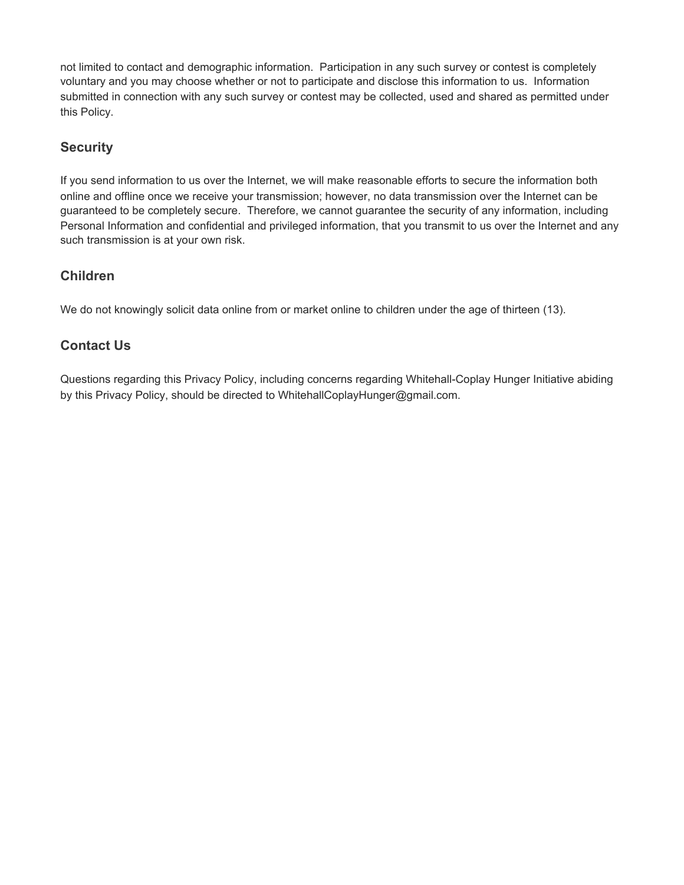not limited to contact and demographic information. Participation in any such survey or contest is completely voluntary and you may choose whether or not to participate and disclose this information to us. Information submitted in connection with any such survey or contest may be collected, used and shared as permitted under this Policy.

## Security

If you send information to us over the Internet, we will make reasonable efforts to secure the information both online and offline once we receive your transmission; however, no data transmission over the Internet can be guaranteed to be completely secure. Therefore, we cannot guarantee the security of any information, including Personal Information and confidential and privileged information, that you transmit to us over the Internet and any such transmission is at your own risk.

## Children

We do not knowingly solicit data online from or market online to children under the age of thirteen (13).

## Contact Us

Questions regarding this Privacy Policy, including concerns regarding Whitehall-Coplay Hunger Initiative abiding by this Privacy Policy, should be directed to WhitehallCoplayHunger@gmail.com.